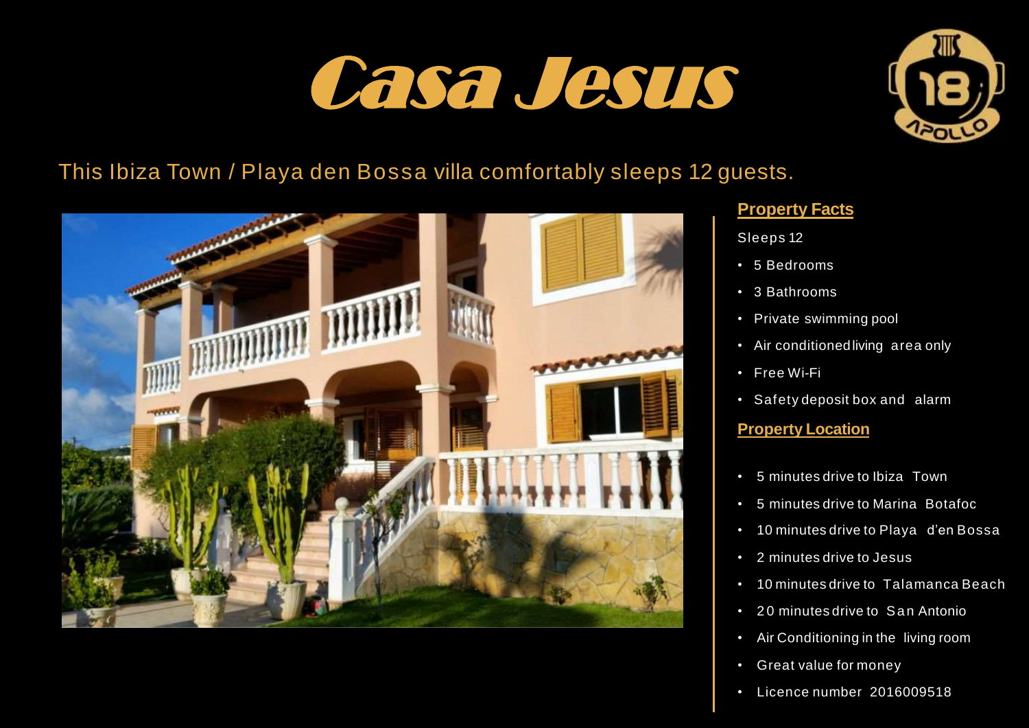# Casa Jesus

This Ibiza Town / Playa den Bossa villa comfortably sleeps 12 guests.

**Property Facts**

Sleeps 12

- 5 Bedrooms
- 3 Bathrooms
- Private swimming pool
- Air conditioned living area only
- Free Wi-Fi
- Safety deposit box and alarm

**Property Location**

- 5 minutes drive to Ibiza Town
- 5 minutes drive to Marina Botafoc
- 10 minutes drive to Playa d'en Bossa
- 2 minutes drive to Jesus
- 10 minutes drive to Talamanca Beach
- 20 minutes drive to San Antonio
- Air Conditioning in the living room
- Great value for money
- Licence number 2016009518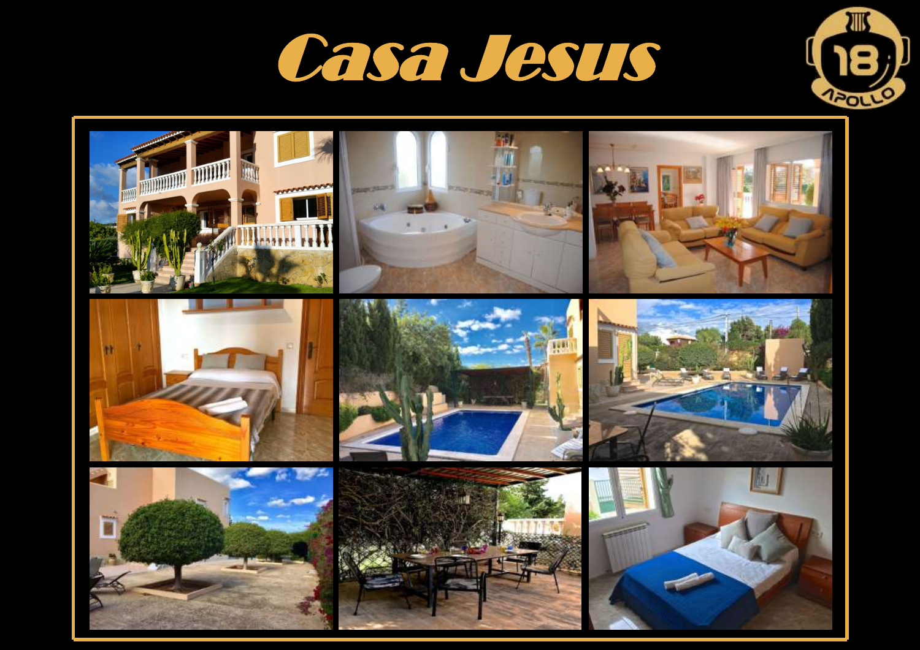# Casa Jesus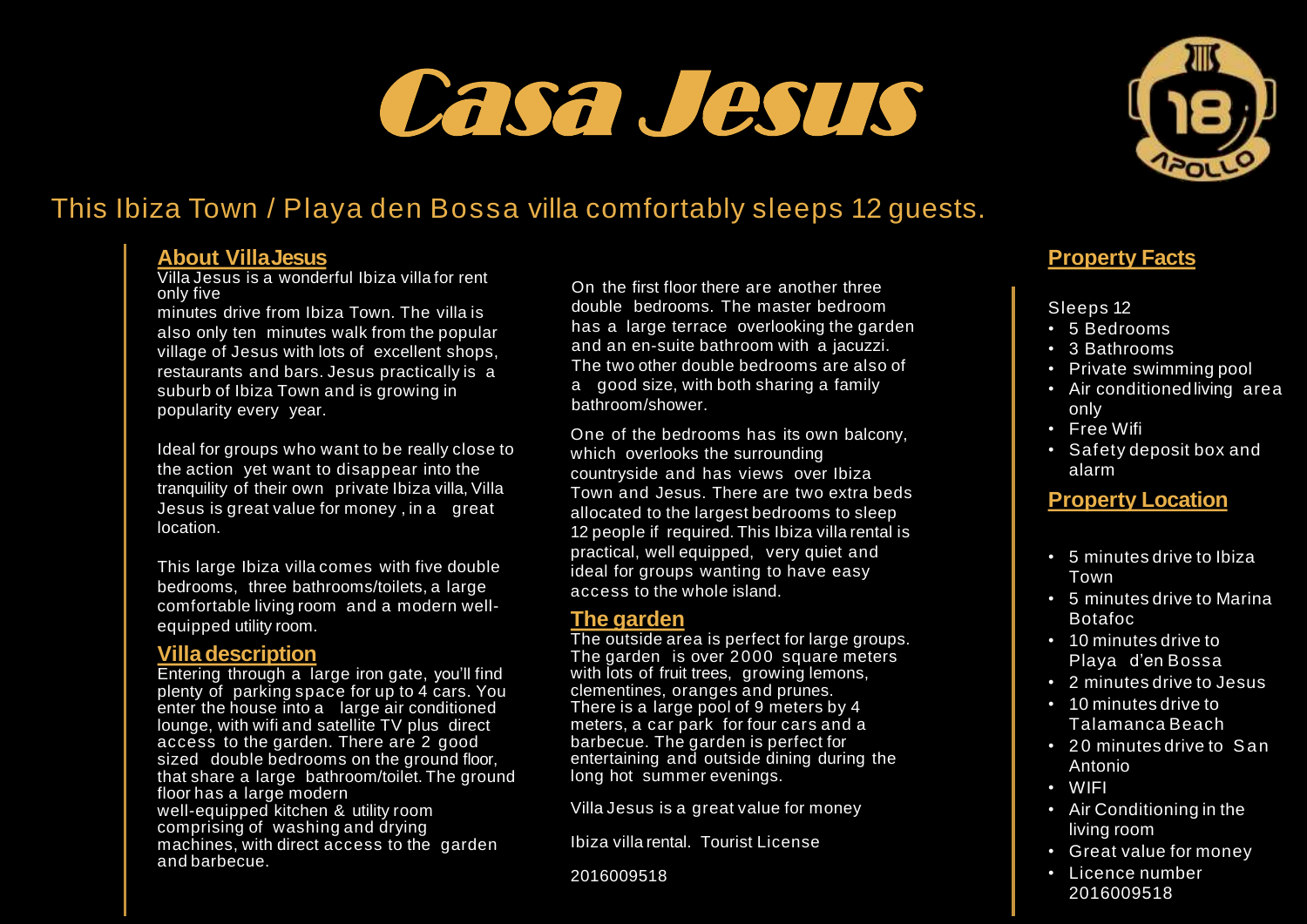# Casa Jesus

## This Ibiza Town / Playa den Bossa villa comfortably sleeps 12 guests.

### About Villa Jesus

Villa Jesus is a wonderful Ibiza villa for rent only five minutes drive from Ibiza Town. The villa is also only ten minutes walk from the popular village of Jesus with lots of excellent shops, restaurants and bars. Jesus practically is a suburb of Ibiza Town and is growing in popularity every year.

Ideal for groups who want to be really close to the action yet want to disappear into the tranquility of their own private Ibiza villa, Villa Jesus is great value for money , in a great location.

This large Ibiza villa comes with five double bedrooms, three bathrooms/toilets, a large comfortable living room and a modern well-equipped utility room.

### Villa description

Entering through a large iron gate, you'll find plenty of parking space for up to 4 cars. You enter the house into a large air conditioned lounge, with wifi and satellite TV plus direct access to the garden. There are 2 good sized double bedrooms on the ground floor, that share a large bathroom/toilet. The ground floor has a large modern well-equipped kitchen & utility room comprising of washing and drying machines, with direct access to the garden and barbecue.

On the first floor there are another three double bedrooms. The master bedroom has a large terrace overlooking the garden and an en-suite bathroom with a jacuzzi. The two other double bedrooms are also of a good size, with both sharing a family bathroom/shower.

One of the bedrooms has its own balcony, which overlooks the surrounding countryside and has views over Ibiza Town and Jesus. There are two extra beds allocated to the largest bedrooms to sleep 12 people if required. This Ibiza villa rental is practical, well equipped, very quiet and ideal for groups wanting to have easy access to the whole island.

### The garden

The outside area is perfect for large groups. The garden is over 2000 square meters with lots of fruit trees, growing lemons, clementines, oranges and prunes. There is a large pool of 9 meters by 4 meters, a car park for four cars and a barbecue. The garden is perfect for entertaining and outside dining during the long hot summer evenings.

Villa Jesus is a great value for money

Ibiza villa rental. Tourist License

2016009518

### Property Facts

Sleeps 12

- 5 Bedrooms
- 3 Bathrooms
- Private swimming pool
- Air conditioned living area only
- Free Wifi
- Safety deposit box and alarm

### Property Location

- 5 minutes drive to Ibiza Town
- 5 minutes drive to Marina Botafoc
- 10 minutes drive to Playa d'en Bossa
- 2 minutes drive to Jesus
- 10 minutes drive to Talamanca Beach
- 20 minutes drive to San Antonio
- WIFI
- Air Conditioning in the living room
- Great value for money
- Licence number 2016009518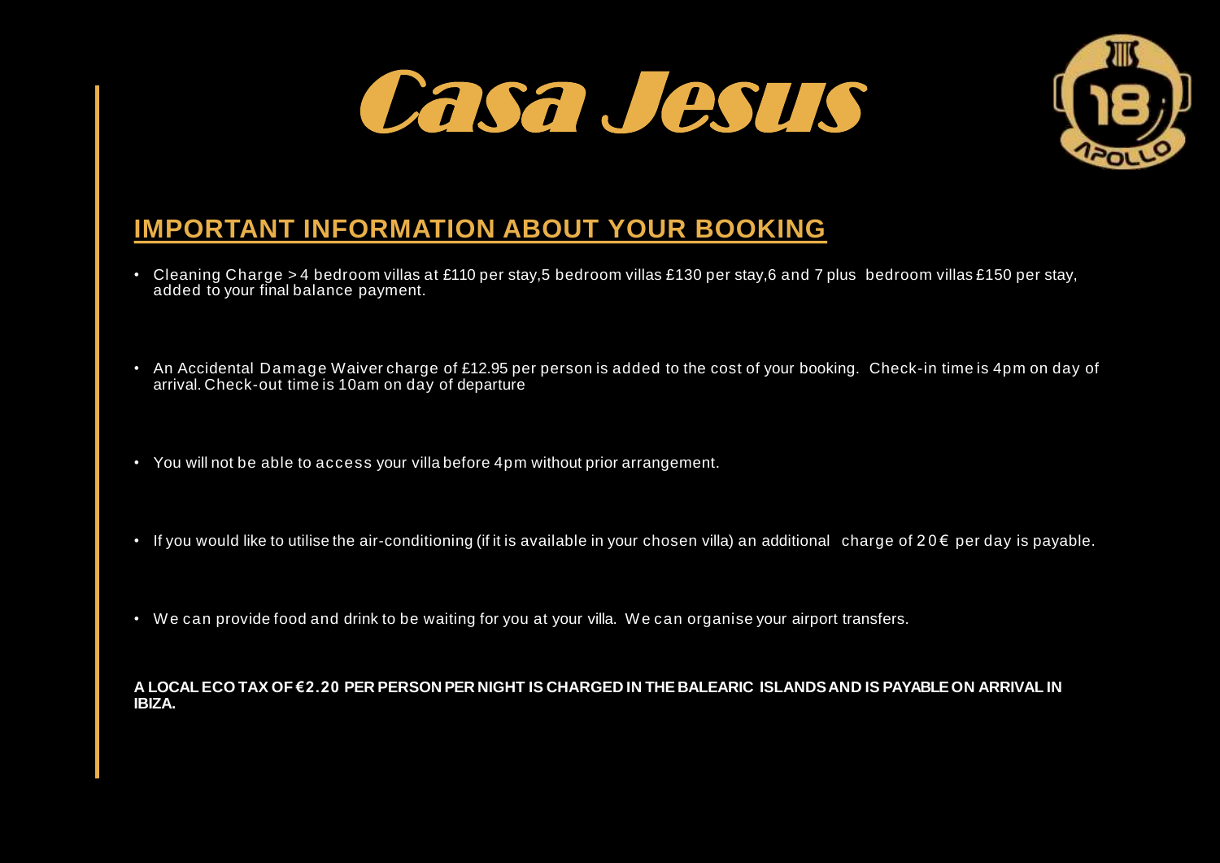# Casa Jesus

## IMPORTANT INFORMATION ABOUT YOUR BOOKING

- Cleaning Charge > 4 bedroom villas at £110 per stay,5 bedroom villas £130 per stay,6 and 7 plus bedroom villas £150 per stay, added to your final balance payment.

- An Accidental Damage Waiver charge of £12.95 per person is added to the cost of your booking. Check-in time is 4pm on day of arrival. Check-out time is 10am on day of departure

- You will not be able to access your villa before 4pm without prior arrangement.

- If you would like to utilise the air-conditioning (if it is available in your chosen villa) an additional charge of 20€ per day is payable.

- We can provide food and drink to be waiting for you at your villa. We can organise your airport transfers.

**A LOCAL ECO TAX OF €2.20 PER PERSON PER NIGHT IS CHARGED IN THE BALEARIC ISLANDS AND IS PAYABLE ON ARRIVAL IN IBIZA.**